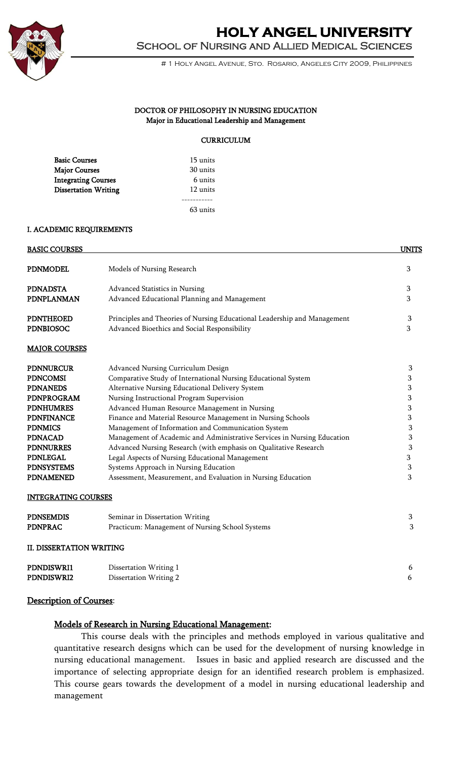# HOLY ANGEL UNIVERSITY

## School of Nursing and Allied Medical Sciences

# 1 Holy Angel Avenue, Sto. Rosario, Angeles City 2009, Philippines

### DOCTOR OF PHILOSOPHY IN NURSING EDUCATION
### Major in Educational Leadership and Management

#### CURRICULUM

| | |
|---|---|
| **Basic Courses** | 15 units |
| **Major Courses** | 30 units |
| **Integrating Courses** | 6 units |
| **Dissertation Writing** | 12 units |
| | ----------- |
| | 63 units |

### I. ACADEMIC REQUIREMENTS

| **BASIC COURSES** | | **UNITS** |
|---|---|---|
| **PDNMODEL** | Models of Nursing Research | 3 |
| **PDNADSTA** | Advanced Statistics in Nursing | 3 |
| **PDNPLANMAN** | Advanced Educational Planning and Management | 3 |
| **PDNTHEOED** | Principles and Theories of Nursing Educational Leadership and Management | 3 |
| **PDNBIOSOC** | Advanced Bioethics and Social Responsibility | 3 |

**MAJOR COURSES**

| | | |
|---|---|---|
| **PDNNURCUR** | Advanced Nursing Curriculum Design | 3 |
| **PDNCOMSI** | Comparative Study of International Nursing Educational System | 3 |
| **PDNANEDS** | Alternative Nursing Educational Delivery System | 3 |
| **PDNPROGRAM** | Nursing Instructional Program Supervision | 3 |
| **PDNHUMRES** | Advanced Human Resource Management in Nursing | 3 |
| **PDNFINANCE** | Finance and Material Resource Management in Nursing Schools | 3 |
| **PDNMICS** | Management of Information and Communication System | 3 |
| **PDNACAD** | Management of Academic and Administrative Services in Nursing Education | 3 |
| **PDNNURRES** | Advanced Nursing Research (with emphasis on Qualitative Research | 3 |
| **PDNLEGAL** | Legal Aspects of Nursing Educational Management | 3 |
| **PDNSYSTEMS** | Systems Approach in Nursing Education | 3 |
| **PDNAMENED** | Assessment, Measurement, and Evaluation in Nursing Education | 3 |

**INTEGRATING COURSES**

| | | |
|---|---|---|
| **PDNSEMDIS** | Seminar in Dissertation Writing | 3 |
| **PDNPRAC** | Practicum: Management of Nursing School Systems | 3 |

### II. DISSERTATION WRITING

| | | |
|---|---|---|
| **PDNDISWRI1** | Dissertation Writing 1 | 6 |
| **PDNDISWRI2** | Dissertation Writing 2 | 6 |

## Description of Courses:

### Models of Research in Nursing Educational Management:

This course deals with the principles and methods employed in various qualitative and quantitative research designs which can be used for the development of nursing knowledge in nursing educational management. Issues in basic and applied research are discussed and the importance of selecting appropriate design for an identified research problem is emphasized. This course gears towards the development of a model in nursing educational leadership and management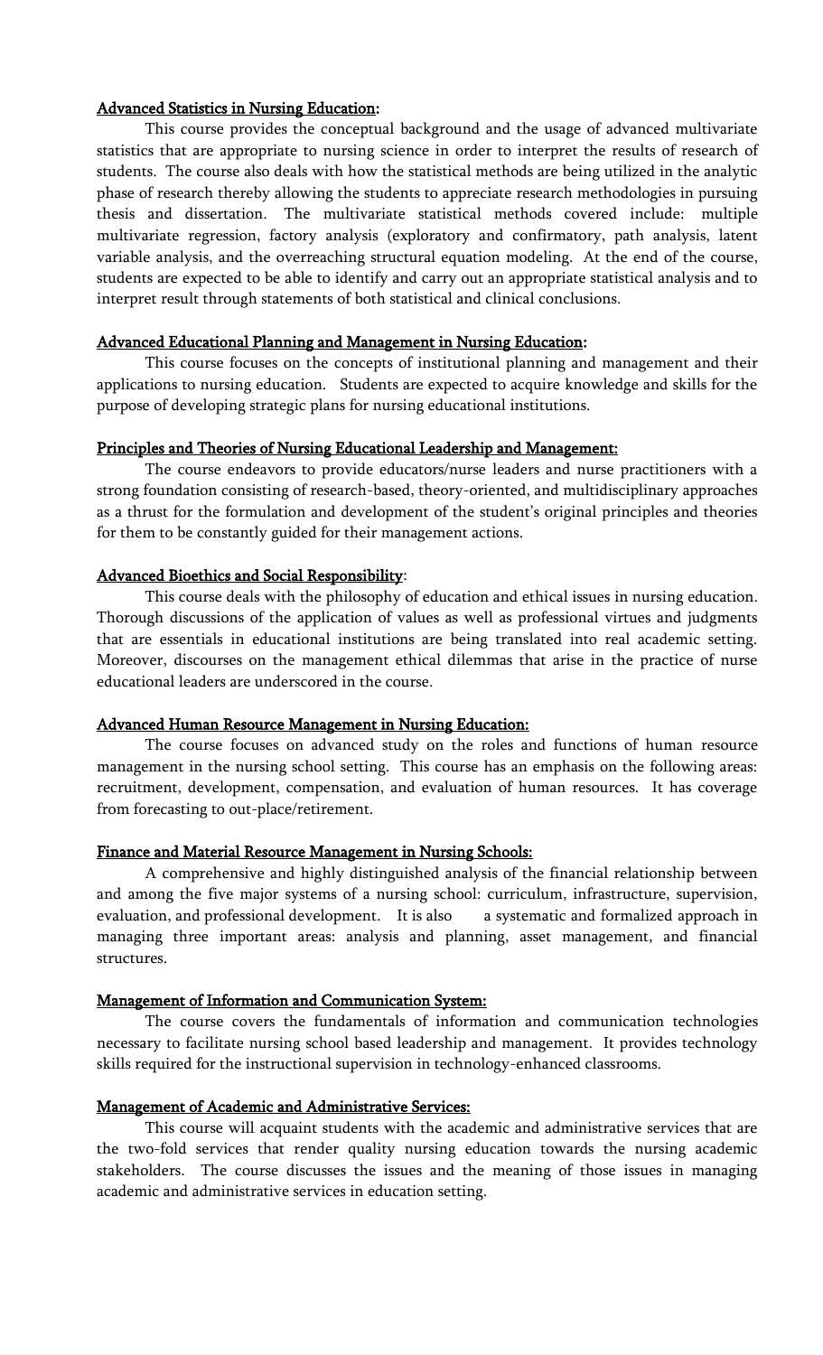**Advanced Statistics in Nursing Education:**

This course provides the conceptual background and the usage of advanced multivariate statistics that are appropriate to nursing science in order to interpret the results of research of students. The course also deals with how the statistical methods are being utilized in the analytic phase of research thereby allowing the students to appreciate research methodologies in pursuing thesis and dissertation. The multivariate statistical methods covered include: multiple multivariate regression, factory analysis (exploratory and confirmatory, path analysis, latent variable analysis, and the overreaching structural equation modeling. At the end of the course, students are expected to be able to identify and carry out an appropriate statistical analysis and to interpret result through statements of both statistical and clinical conclusions.

**Advanced Educational Planning and Management in Nursing Education:**

This course focuses on the concepts of institutional planning and management and their applications to nursing education. Students are expected to acquire knowledge and skills for the purpose of developing strategic plans for nursing educational institutions.

**Principles and Theories of Nursing Educational Leadership and Management:**

The course endeavors to provide educators/nurse leaders and nurse practitioners with a strong foundation consisting of research-based, theory-oriented, and multidisciplinary approaches as a thrust for the formulation and development of the student's original principles and theories for them to be constantly guided for their management actions.

**Advanced Bioethics and Social Responsibility:**

This course deals with the philosophy of education and ethical issues in nursing education. Thorough discussions of the application of values as well as professional virtues and judgments that are essentials in educational institutions are being translated into real academic setting. Moreover, discourses on the management ethical dilemmas that arise in the practice of nurse educational leaders are underscored in the course.

**Advanced Human Resource Management in Nursing Education:**

The course focuses on advanced study on the roles and functions of human resource management in the nursing school setting. This course has an emphasis on the following areas: recruitment, development, compensation, and evaluation of human resources. It has coverage from forecasting to out-place/retirement.

**Finance and Material Resource Management in Nursing Schools:**

A comprehensive and highly distinguished analysis of the financial relationship between and among the five major systems of a nursing school: curriculum, infrastructure, supervision, evaluation, and professional development. It is also a systematic and formalized approach in managing three important areas: analysis and planning, asset management, and financial structures.

**Management of Information and Communication System:**

The course covers the fundamentals of information and communication technologies necessary to facilitate nursing school based leadership and management. It provides technology skills required for the instructional supervision in technology-enhanced classrooms.

**Management of Academic and Administrative Services:**

This course will acquaint students with the academic and administrative services that are the two-fold services that render quality nursing education towards the nursing academic stakeholders. The course discusses the issues and the meaning of those issues in managing academic and administrative services in education setting.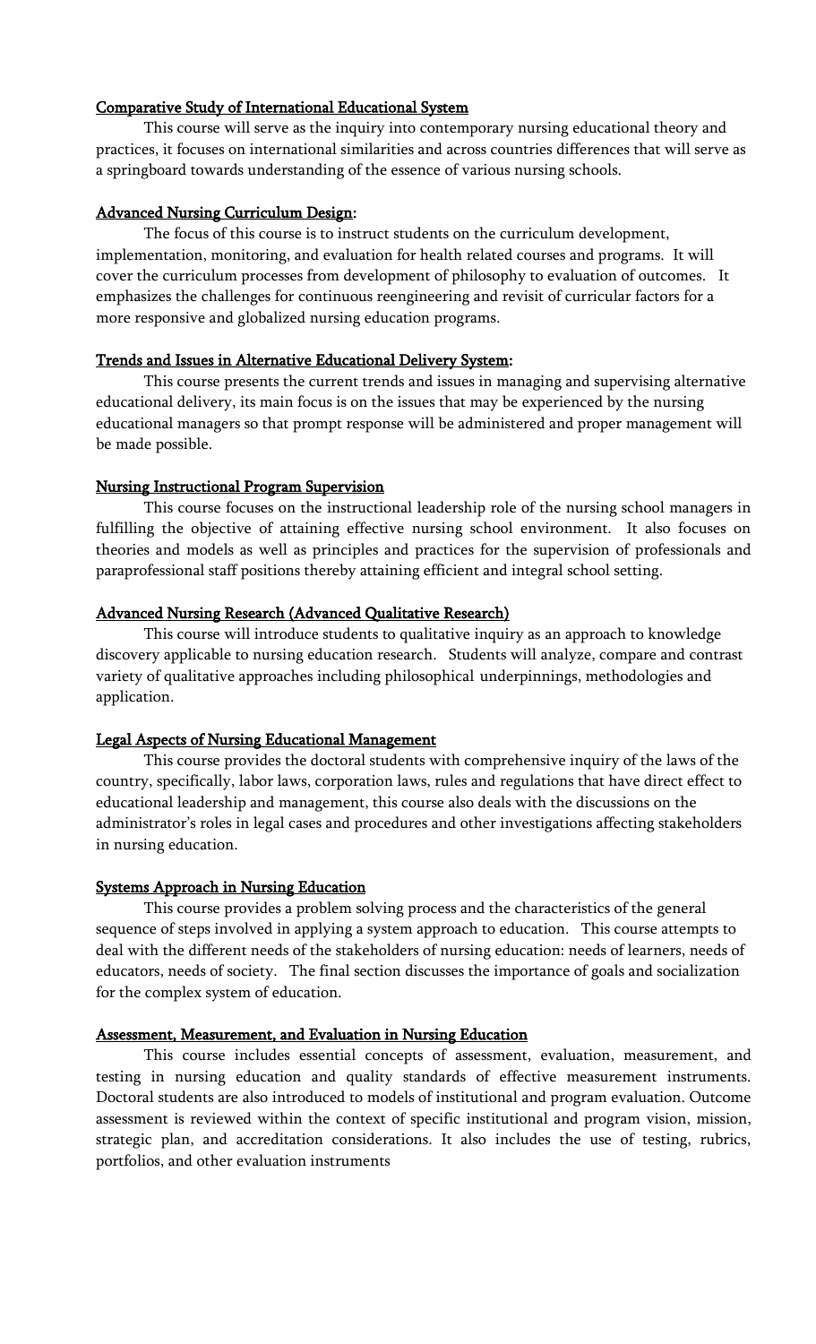## Comparative Study of International Educational System

This course will serve as the inquiry into contemporary nursing educational theory and practices, it focuses on international similarities and across countries differences that will serve as a springboard towards understanding of the essence of various nursing schools.

## Advanced Nursing Curriculum Design:

The focus of this course is to instruct students on the curriculum development, implementation, monitoring, and evaluation for health related courses and programs. It will cover the curriculum processes from development of philosophy to evaluation of outcomes. It emphasizes the challenges for continuous reengineering and revisit of curricular factors for a more responsive and globalized nursing education programs.

## Trends and Issues in Alternative Educational Delivery System:

This course presents the current trends and issues in managing and supervising alternative educational delivery, its main focus is on the issues that may be experienced by the nursing educational managers so that prompt response will be administered and proper management will be made possible.

## Nursing Instructional Program Supervision

This course focuses on the instructional leadership role of the nursing school managers in fulfilling the objective of attaining effective nursing school environment. It also focuses on theories and models as well as principles and practices for the supervision of professionals and paraprofessional staff positions thereby attaining efficient and integral school setting.

## Advanced Nursing Research (Advanced Qualitative Research)

This course will introduce students to qualitative inquiry as an approach to knowledge discovery applicable to nursing education research. Students will analyze, compare and contrast variety of qualitative approaches including philosophical underpinnings, methodologies and application.

## Legal Aspects of Nursing Educational Management

This course provides the doctoral students with comprehensive inquiry of the laws of the country, specifically, labor laws, corporation laws, rules and regulations that have direct effect to educational leadership and management, this course also deals with the discussions on the administrator's roles in legal cases and procedures and other investigations affecting stakeholders in nursing education.

## Systems Approach in Nursing Education

This course provides a problem solving process and the characteristics of the general sequence of steps involved in applying a system approach to education. This course attempts to deal with the different needs of the stakeholders of nursing education: needs of learners, needs of educators, needs of society. The final section discusses the importance of goals and socialization for the complex system of education.

## Assessment, Measurement, and Evaluation in Nursing Education

This course includes essential concepts of assessment, evaluation, measurement, and testing in nursing education and quality standards of effective measurement instruments. Doctoral students are also introduced to models of institutional and program evaluation. Outcome assessment is reviewed within the context of specific institutional and program vision, mission, strategic plan, and accreditation considerations. It also includes the use of testing, rubrics, portfolios, and other evaluation instruments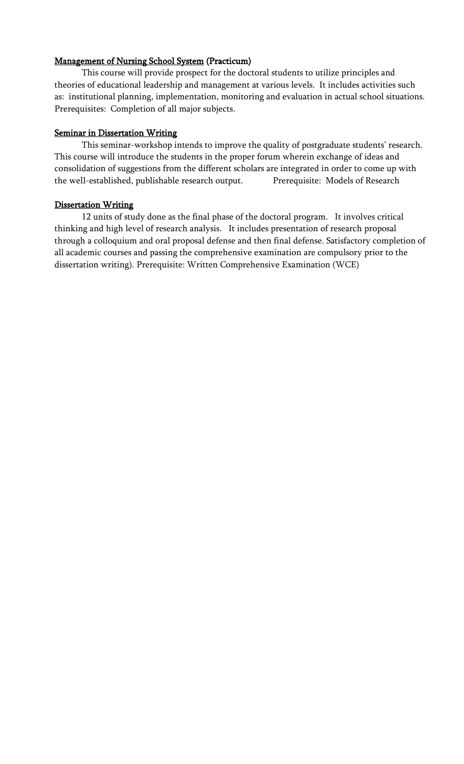**Management of Nursing School System (Practicum)**

This course will provide prospect for the doctoral students to utilize principles and theories of educational leadership and management at various levels. It includes activities such as: institutional planning, implementation, monitoring and evaluation in actual school situations. Prerequisites: Completion of all major subjects.

**Seminar in Dissertation Writing**

This seminar-workshop intends to improve the quality of postgraduate students' research. This course will introduce the students in the proper forum wherein exchange of ideas and consolidation of suggestions from the different scholars are integrated in order to come up with the well-established, publishable research output. Prerequisite: Models of Research

**Dissertation Writing**

12 units of study done as the final phase of the doctoral program. It involves critical thinking and high level of research analysis. It includes presentation of research proposal through a colloquium and oral proposal defense and then final defense. Satisfactory completion of all academic courses and passing the comprehensive examination are compulsory prior to the dissertation writing). Prerequisite: Written Comprehensive Examination (WCE)